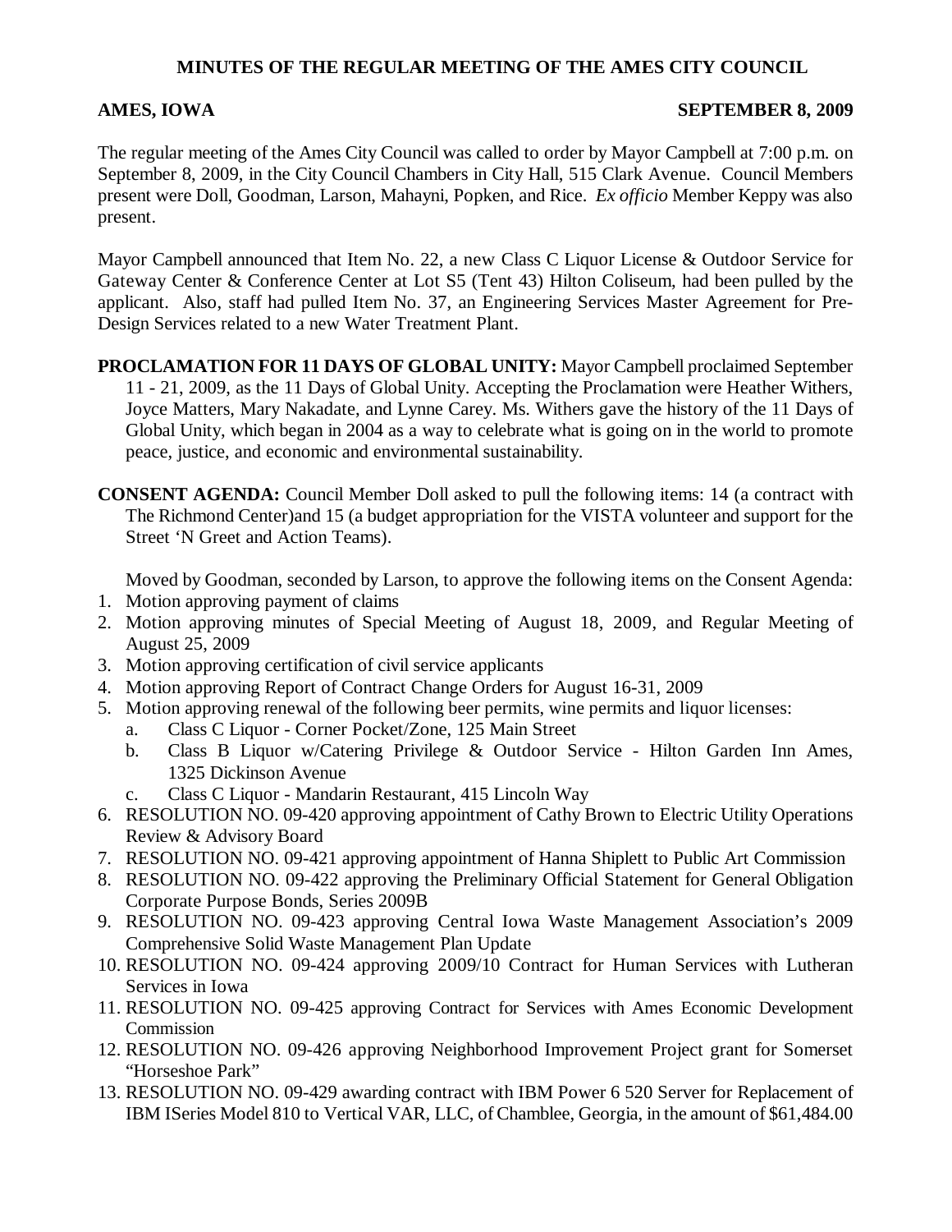# MINUTES OF THE REGULAR MEETING OF THE AMES CITY COUNCIL

**AMES, IOWA** **SEPTEMBER 8, 2009**

The regular meeting of the Ames City Council was called to order by Mayor Campbell at 7:00 p.m. on September 8, 2009, in the City Council Chambers in City Hall, 515 Clark Avenue. Council Members present were Doll, Goodman, Larson, Mahayni, Popken, and Rice. *Ex officio* Member Keppy was also present.

Mayor Campbell announced that Item No. 22, a new Class C Liquor License & Outdoor Service for Gateway Center & Conference Center at Lot S5 (Tent 43) Hilton Coliseum, had been pulled by the applicant. Also, staff had pulled Item No. 37, an Engineering Services Master Agreement for Pre-Design Services related to a new Water Treatment Plant.

**PROCLAMATION FOR 11 DAYS OF GLOBAL UNITY:** Mayor Campbell proclaimed September 11 - 21, 2009, as the 11 Days of Global Unity. Accepting the Proclamation were Heather Withers, Joyce Matters, Mary Nakadate, and Lynne Carey. Ms. Withers gave the history of the 11 Days of Global Unity, which began in 2004 as a way to celebrate what is going on in the world to promote peace, justice, and economic and environmental sustainability.

**CONSENT AGENDA:** Council Member Doll asked to pull the following items: 14 (a contract with The Richmond Center)and 15 (a budget appropriation for the VISTA volunteer and support for the Street 'N Greet and Action Teams).

Moved by Goodman, seconded by Larson, to approve the following items on the Consent Agenda:

1. Motion approving payment of claims
2. Motion approving minutes of Special Meeting of August 18, 2009, and Regular Meeting of August 25, 2009
3. Motion approving certification of civil service applicants
4. Motion approving Report of Contract Change Orders for August 16-31, 2009
5. Motion approving renewal of the following beer permits, wine permits and liquor licenses:
   a. Class C Liquor - Corner Pocket/Zone, 125 Main Street
   b. Class B Liquor w/Catering Privilege & Outdoor Service - Hilton Garden Inn Ames, 1325 Dickinson Avenue
   c. Class C Liquor - Mandarin Restaurant, 415 Lincoln Way
6. RESOLUTION NO. 09-420 approving appointment of Cathy Brown to Electric Utility Operations Review & Advisory Board
7. RESOLUTION NO. 09-421 approving appointment of Hanna Shiplett to Public Art Commission
8. RESOLUTION NO. 09-422 approving the Preliminary Official Statement for General Obligation Corporate Purpose Bonds, Series 2009B
9. RESOLUTION NO. 09-423 approving Central Iowa Waste Management Association's 2009 Comprehensive Solid Waste Management Plan Update
10. RESOLUTION NO. 09-424 approving 2009/10 Contract for Human Services with Lutheran Services in Iowa
11. RESOLUTION NO. 09-425 approving Contract for Services with Ames Economic Development Commission
12. RESOLUTION NO. 09-426 approving Neighborhood Improvement Project grant for Somerset "Horseshoe Park"
13. RESOLUTION NO. 09-429 awarding contract with IBM Power 6 520 Server for Replacement of IBM ISeries Model 810 to Vertical VAR, LLC, of Chamblee, Georgia, in the amount of $61,484.00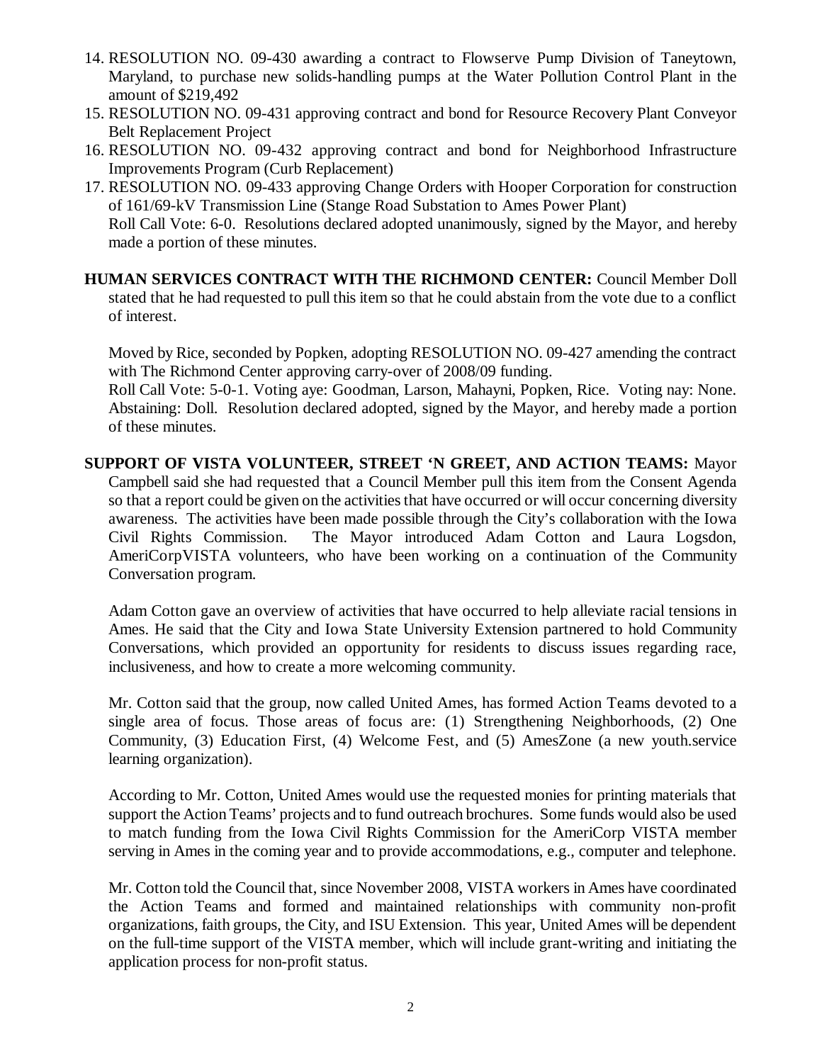14. RESOLUTION NO. 09-430 awarding a contract to Flowserve Pump Division of Taneytown, Maryland, to purchase new solids-handling pumps at the Water Pollution Control Plant in the amount of $219,492
15. RESOLUTION NO. 09-431 approving contract and bond for Resource Recovery Plant Conveyor Belt Replacement Project
16. RESOLUTION NO. 09-432 approving contract and bond for Neighborhood Infrastructure Improvements Program (Curb Replacement)
17. RESOLUTION NO. 09-433 approving Change Orders with Hooper Corporation for construction of 161/69-kV Transmission Line (Stange Road Substation to Ames Power Plant)
    Roll Call Vote: 6-0. Resolutions declared adopted unanimously, signed by the Mayor, and hereby made a portion of these minutes.

**HUMAN SERVICES CONTRACT WITH THE RICHMOND CENTER:** Council Member Doll stated that he had requested to pull this item so that he could abstain from the vote due to a conflict of interest.

Moved by Rice, seconded by Popken, adopting RESOLUTION NO. 09-427 amending the contract with The Richmond Center approving carry-over of 2008/09 funding.
Roll Call Vote: 5-0-1. Voting aye: Goodman, Larson, Mahayni, Popken, Rice. Voting nay: None. Abstaining: Doll. Resolution declared adopted, signed by the Mayor, and hereby made a portion of these minutes.

**SUPPORT OF VISTA VOLUNTEER, STREET 'N GREET, AND ACTION TEAMS:** Mayor Campbell said she had requested that a Council Member pull this item from the Consent Agenda so that a report could be given on the activities that have occurred or will occur concerning diversity awareness. The activities have been made possible through the City's collaboration with the Iowa Civil Rights Commission. The Mayor introduced Adam Cotton and Laura Logsdon, AmeriCorpVISTA volunteers, who have been working on a continuation of the Community Conversation program.

Adam Cotton gave an overview of activities that have occurred to help alleviate racial tensions in Ames. He said that the City and Iowa State University Extension partnered to hold Community Conversations, which provided an opportunity for residents to discuss issues regarding race, inclusiveness, and how to create a more welcoming community.

Mr. Cotton said that the group, now called United Ames, has formed Action Teams devoted to a single area of focus. Those areas of focus are: (1) Strengthening Neighborhoods, (2) One Community, (3) Education First, (4) Welcome Fest, and (5) AmesZone (a new youth.service learning organization).

According to Mr. Cotton, United Ames would use the requested monies for printing materials that support the Action Teams' projects and to fund outreach brochures. Some funds would also be used to match funding from the Iowa Civil Rights Commission for the AmeriCorp VISTA member serving in Ames in the coming year and to provide accommodations, e.g., computer and telephone.

Mr. Cotton told the Council that, since November 2008, VISTA workers in Ames have coordinated the Action Teams and formed and maintained relationships with community non-profit organizations, faith groups, the City, and ISU Extension. This year, United Ames will be dependent on the full-time support of the VISTA member, which will include grant-writing and initiating the application process for non-profit status.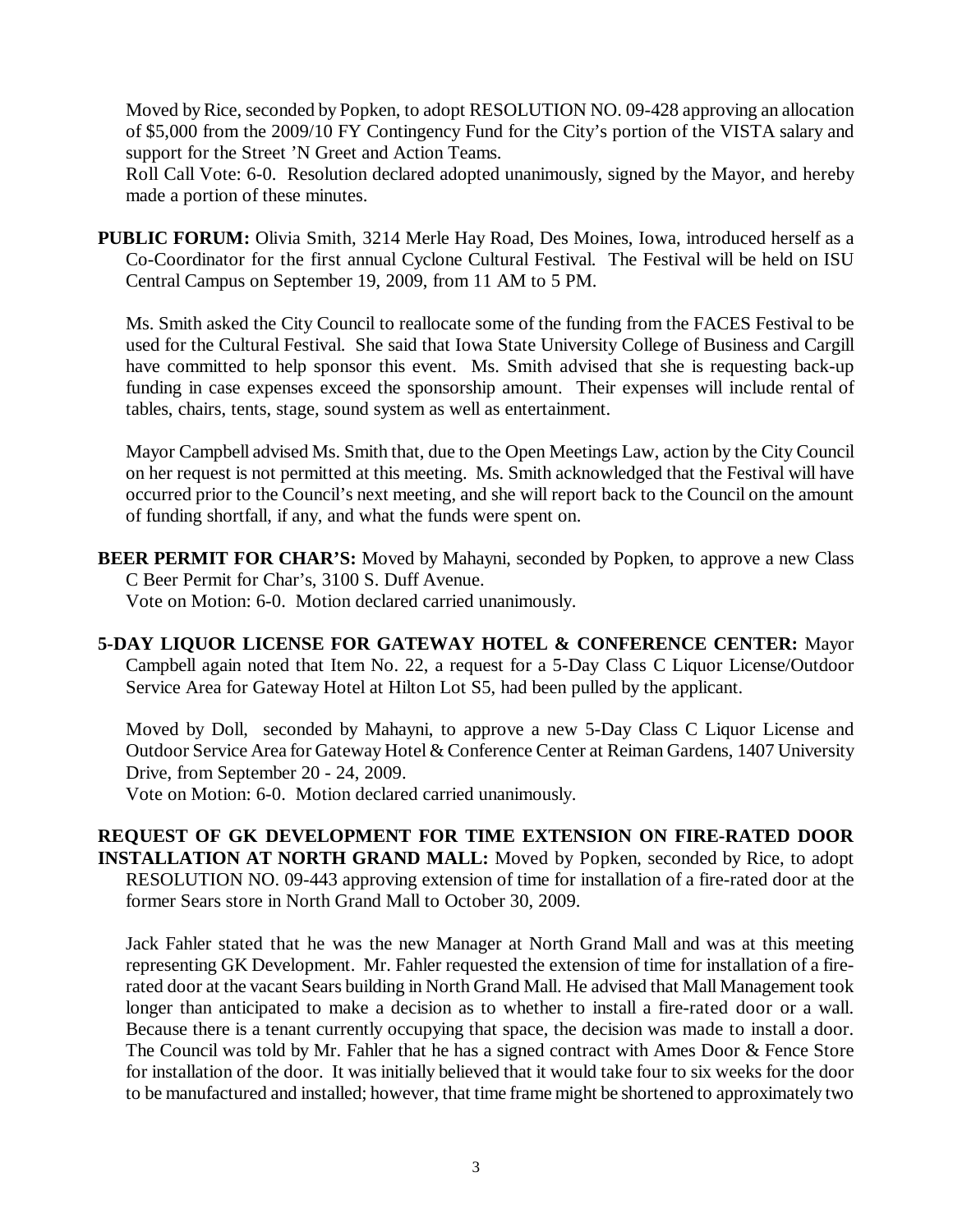Moved by Rice, seconded by Popken, to adopt RESOLUTION NO. 09-428 approving an allocation of $5,000 from the 2009/10 FY Contingency Fund for the City's portion of the VISTA salary and support for the Street 'N Greet and Action Teams.

Roll Call Vote: 6-0. Resolution declared adopted unanimously, signed by the Mayor, and hereby made a portion of these minutes.

**PUBLIC FORUM:** Olivia Smith, 3214 Merle Hay Road, Des Moines, Iowa, introduced herself as a Co-Coordinator for the first annual Cyclone Cultural Festival. The Festival will be held on ISU Central Campus on September 19, 2009, from 11 AM to 5 PM.

Ms. Smith asked the City Council to reallocate some of the funding from the FACES Festival to be used for the Cultural Festival. She said that Iowa State University College of Business and Cargill have committed to help sponsor this event. Ms. Smith advised that she is requesting back-up funding in case expenses exceed the sponsorship amount. Their expenses will include rental of tables, chairs, tents, stage, sound system as well as entertainment.

Mayor Campbell advised Ms. Smith that, due to the Open Meetings Law, action by the City Council on her request is not permitted at this meeting. Ms. Smith acknowledged that the Festival will have occurred prior to the Council's next meeting, and she will report back to the Council on the amount of funding shortfall, if any, and what the funds were spent on.

**BEER PERMIT FOR CHAR'S:** Moved by Mahayni, seconded by Popken, to approve a new Class C Beer Permit for Char's, 3100 S. Duff Avenue.

Vote on Motion: 6-0. Motion declared carried unanimously.

**5-DAY LIQUOR LICENSE FOR GATEWAY HOTEL & CONFERENCE CENTER:** Mayor Campbell again noted that Item No. 22, a request for a 5-Day Class C Liquor License/Outdoor Service Area for Gateway Hotel at Hilton Lot S5, had been pulled by the applicant.

Moved by Doll, seconded by Mahayni, to approve a new 5-Day Class C Liquor License and Outdoor Service Area for Gateway Hotel & Conference Center at Reiman Gardens, 1407 University Drive, from September 20 - 24, 2009.

Vote on Motion: 6-0. Motion declared carried unanimously.

**REQUEST OF GK DEVELOPMENT FOR TIME EXTENSION ON FIRE-RATED DOOR INSTALLATION AT NORTH GRAND MALL:** Moved by Popken, seconded by Rice, to adopt RESOLUTION NO. 09-443 approving extension of time for installation of a fire-rated door at the former Sears store in North Grand Mall to October 30, 2009.

Jack Fahler stated that he was the new Manager at North Grand Mall and was at this meeting representing GK Development. Mr. Fahler requested the extension of time for installation of a fire-rated door at the vacant Sears building in North Grand Mall. He advised that Mall Management took longer than anticipated to make a decision as to whether to install a fire-rated door or a wall. Because there is a tenant currently occupying that space, the decision was made to install a door. The Council was told by Mr. Fahler that he has a signed contract with Ames Door & Fence Store for installation of the door. It was initially believed that it would take four to six weeks for the door to be manufactured and installed; however, that time frame might be shortened to approximately two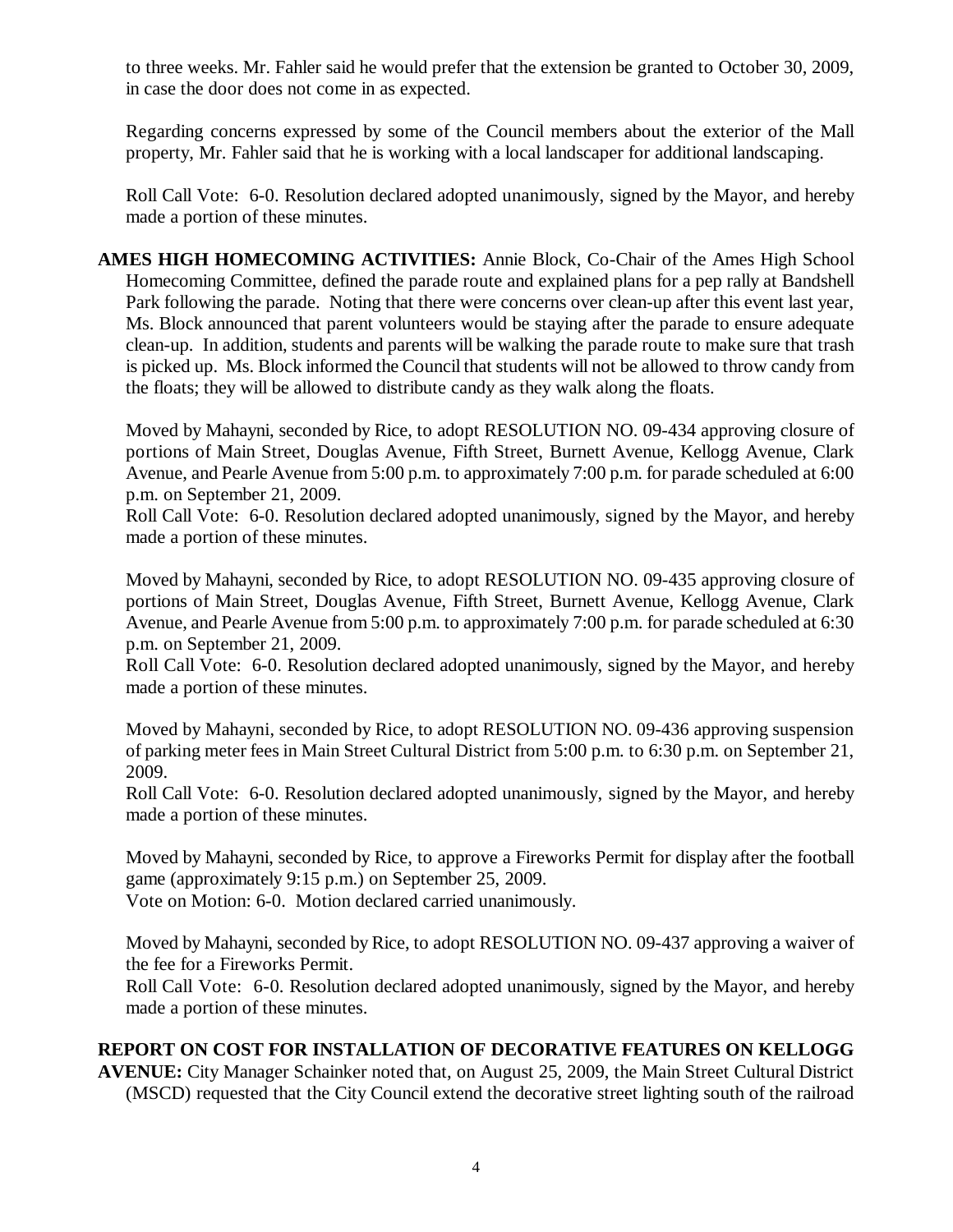to three weeks. Mr. Fahler said he would prefer that the extension be granted to October 30, 2009, in case the door does not come in as expected.

Regarding concerns expressed by some of the Council members about the exterior of the Mall property, Mr. Fahler said that he is working with a local landscaper for additional landscaping.

Roll Call Vote: 6-0. Resolution declared adopted unanimously, signed by the Mayor, and hereby made a portion of these minutes.

**AMES HIGH HOMECOMING ACTIVITIES:** Annie Block, Co-Chair of the Ames High School Homecoming Committee, defined the parade route and explained plans for a pep rally at Bandshell Park following the parade. Noting that there were concerns over clean-up after this event last year, Ms. Block announced that parent volunteers would be staying after the parade to ensure adequate clean-up. In addition, students and parents will be walking the parade route to make sure that trash is picked up. Ms. Block informed the Council that students will not be allowed to throw candy from the floats; they will be allowed to distribute candy as they walk along the floats.

Moved by Mahayni, seconded by Rice, to adopt RESOLUTION NO. 09-434 approving closure of portions of Main Street, Douglas Avenue, Fifth Street, Burnett Avenue, Kellogg Avenue, Clark Avenue, and Pearle Avenue from 5:00 p.m. to approximately 7:00 p.m. for parade scheduled at 6:00 p.m. on September 21, 2009.
Roll Call Vote: 6-0. Resolution declared adopted unanimously, signed by the Mayor, and hereby made a portion of these minutes.

Moved by Mahayni, seconded by Rice, to adopt RESOLUTION NO. 09-435 approving closure of portions of Main Street, Douglas Avenue, Fifth Street, Burnett Avenue, Kellogg Avenue, Clark Avenue, and Pearle Avenue from 5:00 p.m. to approximately 7:00 p.m. for parade scheduled at 6:30 p.m. on September 21, 2009.
Roll Call Vote: 6-0. Resolution declared adopted unanimously, signed by the Mayor, and hereby made a portion of these minutes.

Moved by Mahayni, seconded by Rice, to adopt RESOLUTION NO. 09-436 approving suspension of parking meter fees in Main Street Cultural District from 5:00 p.m. to 6:30 p.m. on September 21, 2009.
Roll Call Vote: 6-0. Resolution declared adopted unanimously, signed by the Mayor, and hereby made a portion of these minutes.

Moved by Mahayni, seconded by Rice, to approve a Fireworks Permit for display after the football game (approximately 9:15 p.m.) on September 25, 2009.
Vote on Motion: 6-0. Motion declared carried unanimously.

Moved by Mahayni, seconded by Rice, to adopt RESOLUTION NO. 09-437 approving a waiver of the fee for a Fireworks Permit.
Roll Call Vote: 6-0. Resolution declared adopted unanimously, signed by the Mayor, and hereby made a portion of these minutes.

**REPORT ON COST FOR INSTALLATION OF DECORATIVE FEATURES ON KELLOGG AVENUE:** City Manager Schainker noted that, on August 25, 2009, the Main Street Cultural District (MSCD) requested that the City Council extend the decorative street lighting south of the railroad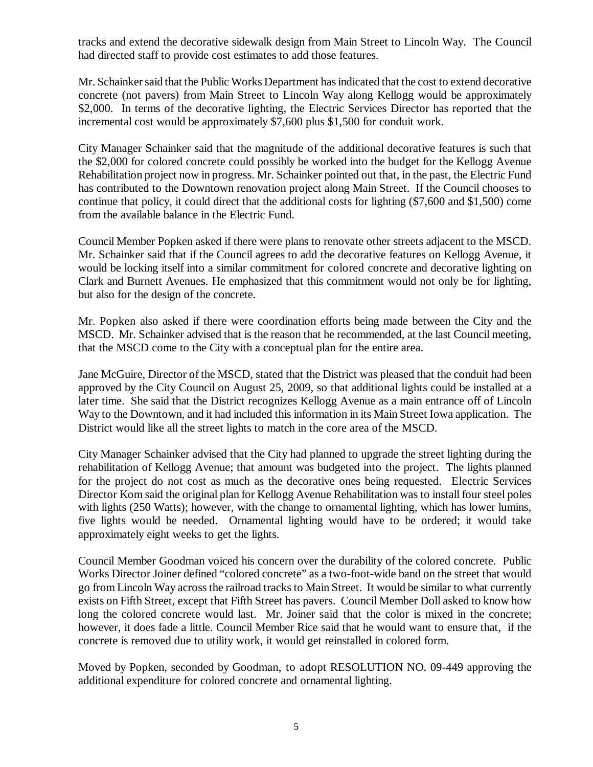tracks and extend the decorative sidewalk design from Main Street to Lincoln Way. The Council had directed staff to provide cost estimates to add those features.

Mr. Schainker said that the Public Works Department has indicated that the cost to extend decorative concrete (not pavers) from Main Street to Lincoln Way along Kellogg would be approximately $2,000. In terms of the decorative lighting, the Electric Services Director has reported that the incremental cost would be approximately $7,600 plus $1,500 for conduit work.

City Manager Schainker said that the magnitude of the additional decorative features is such that the $2,000 for colored concrete could possibly be worked into the budget for the Kellogg Avenue Rehabilitation project now in progress. Mr. Schainker pointed out that, in the past, the Electric Fund has contributed to the Downtown renovation project along Main Street. If the Council chooses to continue that policy, it could direct that the additional costs for lighting ($7,600 and $1,500) come from the available balance in the Electric Fund.

Council Member Popken asked if there were plans to renovate other streets adjacent to the MSCD. Mr. Schainker said that if the Council agrees to add the decorative features on Kellogg Avenue, it would be locking itself into a similar commitment for colored concrete and decorative lighting on Clark and Burnett Avenues. He emphasized that this commitment would not only be for lighting, but also for the design of the concrete.

Mr. Popken also asked if there were coordination efforts being made between the City and the MSCD. Mr. Schainker advised that is the reason that he recommended, at the last Council meeting, that the MSCD come to the City with a conceptual plan for the entire area.

Jane McGuire, Director of the MSCD, stated that the District was pleased that the conduit had been approved by the City Council on August 25, 2009, so that additional lights could be installed at a later time. She said that the District recognizes Kellogg Avenue as a main entrance off of Lincoln Way to the Downtown, and it had included this information in its Main Street Iowa application. The District would like all the street lights to match in the core area of the MSCD.

City Manager Schainker advised that the City had planned to upgrade the street lighting during the rehabilitation of Kellogg Avenue; that amount was budgeted into the project. The lights planned for the project do not cost as much as the decorative ones being requested. Electric Services Director Kom said the original plan for Kellogg Avenue Rehabilitation was to install four steel poles with lights (250 Watts); however, with the change to ornamental lighting, which has lower lumins, five lights would be needed. Ornamental lighting would have to be ordered; it would take approximately eight weeks to get the lights.

Council Member Goodman voiced his concern over the durability of the colored concrete. Public Works Director Joiner defined "colored concrete" as a two-foot-wide band on the street that would go from Lincoln Way across the railroad tracks to Main Street. It would be similar to what currently exists on Fifth Street, except that Fifth Street has pavers. Council Member Doll asked to know how long the colored concrete would last. Mr. Joiner said that the color is mixed in the concrete; however, it does fade a little. Council Member Rice said that he would want to ensure that, if the concrete is removed due to utility work, it would get reinstalled in colored form.

Moved by Popken, seconded by Goodman, to adopt RESOLUTION NO. 09-449 approving the additional expenditure for colored concrete and ornamental lighting.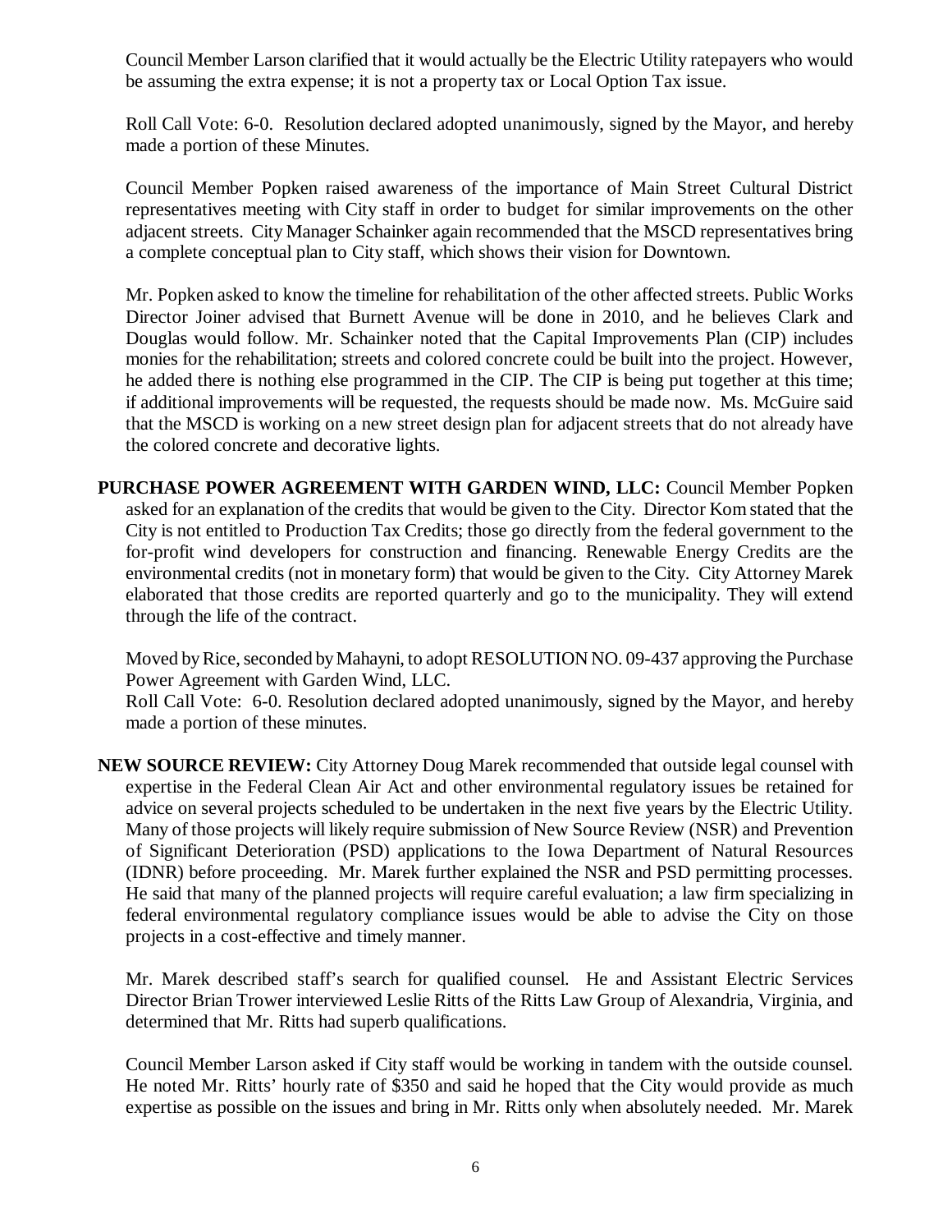Council Member Larson clarified that it would actually be the Electric Utility ratepayers who would be assuming the extra expense; it is not a property tax or Local Option Tax issue.

Roll Call Vote: 6-0. Resolution declared adopted unanimously, signed by the Mayor, and hereby made a portion of these Minutes.

Council Member Popken raised awareness of the importance of Main Street Cultural District representatives meeting with City staff in order to budget for similar improvements on the other adjacent streets. City Manager Schainker again recommended that the MSCD representatives bring a complete conceptual plan to City staff, which shows their vision for Downtown.

Mr. Popken asked to know the timeline for rehabilitation of the other affected streets. Public Works Director Joiner advised that Burnett Avenue will be done in 2010, and he believes Clark and Douglas would follow. Mr. Schainker noted that the Capital Improvements Plan (CIP) includes monies for the rehabilitation; streets and colored concrete could be built into the project. However, he added there is nothing else programmed in the CIP. The CIP is being put together at this time; if additional improvements will be requested, the requests should be made now. Ms. McGuire said that the MSCD is working on a new street design plan for adjacent streets that do not already have the colored concrete and decorative lights.

**PURCHASE POWER AGREEMENT WITH GARDEN WIND, LLC:** Council Member Popken asked for an explanation of the credits that would be given to the City. Director Kom stated that the City is not entitled to Production Tax Credits; those go directly from the federal government to the for-profit wind developers for construction and financing. Renewable Energy Credits are the environmental credits (not in monetary form) that would be given to the City. City Attorney Marek elaborated that those credits are reported quarterly and go to the municipality. They will extend through the life of the contract.

Moved by Rice, seconded by Mahayni, to adopt RESOLUTION NO. 09-437 approving the Purchase Power Agreement with Garden Wind, LLC.
Roll Call Vote: 6-0. Resolution declared adopted unanimously, signed by the Mayor, and hereby made a portion of these minutes.

**NEW SOURCE REVIEW:** City Attorney Doug Marek recommended that outside legal counsel with expertise in the Federal Clean Air Act and other environmental regulatory issues be retained for advice on several projects scheduled to be undertaken in the next five years by the Electric Utility. Many of those projects will likely require submission of New Source Review (NSR) and Prevention of Significant Deterioration (PSD) applications to the Iowa Department of Natural Resources (IDNR) before proceeding. Mr. Marek further explained the NSR and PSD permitting processes. He said that many of the planned projects will require careful evaluation; a law firm specializing in federal environmental regulatory compliance issues would be able to advise the City on those projects in a cost-effective and timely manner.

Mr. Marek described staff's search for qualified counsel. He and Assistant Electric Services Director Brian Trower interviewed Leslie Ritts of the Ritts Law Group of Alexandria, Virginia, and determined that Mr. Ritts had superb qualifications.

Council Member Larson asked if City staff would be working in tandem with the outside counsel. He noted Mr. Ritts' hourly rate of $350 and said he hoped that the City would provide as much expertise as possible on the issues and bring in Mr. Ritts only when absolutely needed. Mr. Marek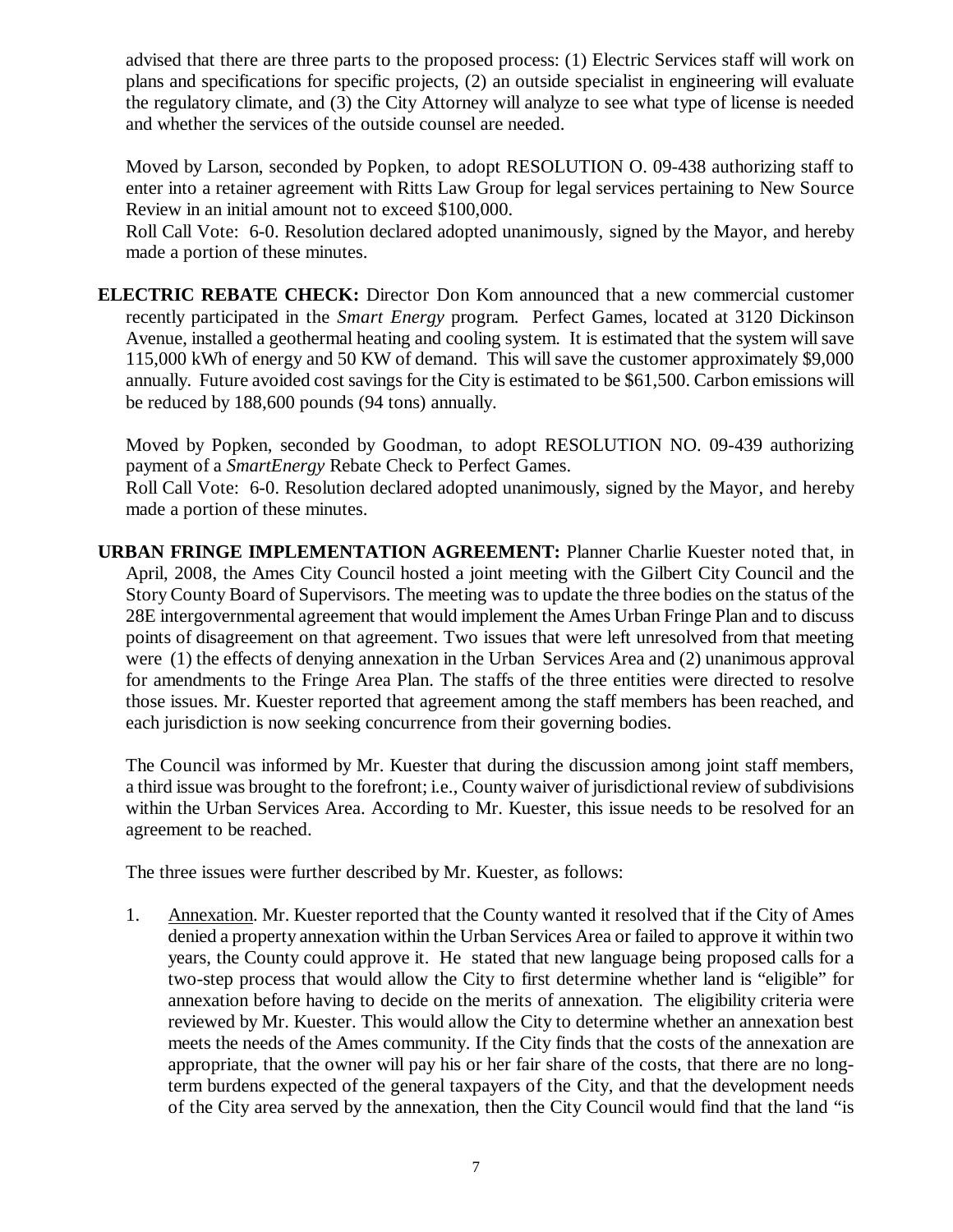advised that there are three parts to the proposed process: (1) Electric Services staff will work on plans and specifications for specific projects, (2) an outside specialist in engineering will evaluate the regulatory climate, and (3) the City Attorney will analyze to see what type of license is needed and whether the services of the outside counsel are needed.

Moved by Larson, seconded by Popken, to adopt RESOLUTION O. 09-438 authorizing staff to enter into a retainer agreement with Ritts Law Group for legal services pertaining to New Source Review in an initial amount not to exceed $100,000.

Roll Call Vote: 6-0. Resolution declared adopted unanimously, signed by the Mayor, and hereby made a portion of these minutes.

**ELECTRIC REBATE CHECK:** Director Don Kom announced that a new commercial customer recently participated in the *Smart Energy* program. Perfect Games, located at 3120 Dickinson Avenue, installed a geothermal heating and cooling system. It is estimated that the system will save 115,000 kWh of energy and 50 KW of demand. This will save the customer approximately $9,000 annually. Future avoided cost savings for the City is estimated to be $61,500. Carbon emissions will be reduced by 188,600 pounds (94 tons) annually.

Moved by Popken, seconded by Goodman, to adopt RESOLUTION NO. 09-439 authorizing payment of a *SmartEnergy* Rebate Check to Perfect Games.

Roll Call Vote: 6-0. Resolution declared adopted unanimously, signed by the Mayor, and hereby made a portion of these minutes.

**URBAN FRINGE IMPLEMENTATION AGREEMENT:** Planner Charlie Kuester noted that, in April, 2008, the Ames City Council hosted a joint meeting with the Gilbert City Council and the Story County Board of Supervisors. The meeting was to update the three bodies on the status of the 28E intergovernmental agreement that would implement the Ames Urban Fringe Plan and to discuss points of disagreement on that agreement. Two issues that were left unresolved from that meeting were (1) the effects of denying annexation in the Urban Services Area and (2) unanimous approval for amendments to the Fringe Area Plan. The staffs of the three entities were directed to resolve those issues. Mr. Kuester reported that agreement among the staff members has been reached, and each jurisdiction is now seeking concurrence from their governing bodies.

The Council was informed by Mr. Kuester that during the discussion among joint staff members, a third issue was brought to the forefront; i.e., County waiver of jurisdictional review of subdivisions within the Urban Services Area. According to Mr. Kuester, this issue needs to be resolved for an agreement to be reached.

The three issues were further described by Mr. Kuester, as follows:

1. Annexation. Mr. Kuester reported that the County wanted it resolved that if the City of Ames denied a property annexation within the Urban Services Area or failed to approve it within two years, the County could approve it. He stated that new language being proposed calls for a two-step process that would allow the City to first determine whether land is "eligible" for annexation before having to decide on the merits of annexation. The eligibility criteria were reviewed by Mr. Kuester. This would allow the City to determine whether an annexation best meets the needs of the Ames community. If the City finds that the costs of the annexation are appropriate, that the owner will pay his or her fair share of the costs, that there are no long-term burdens expected of the general taxpayers of the City, and that the development needs of the City area served by the annexation, then the City Council would find that the land "is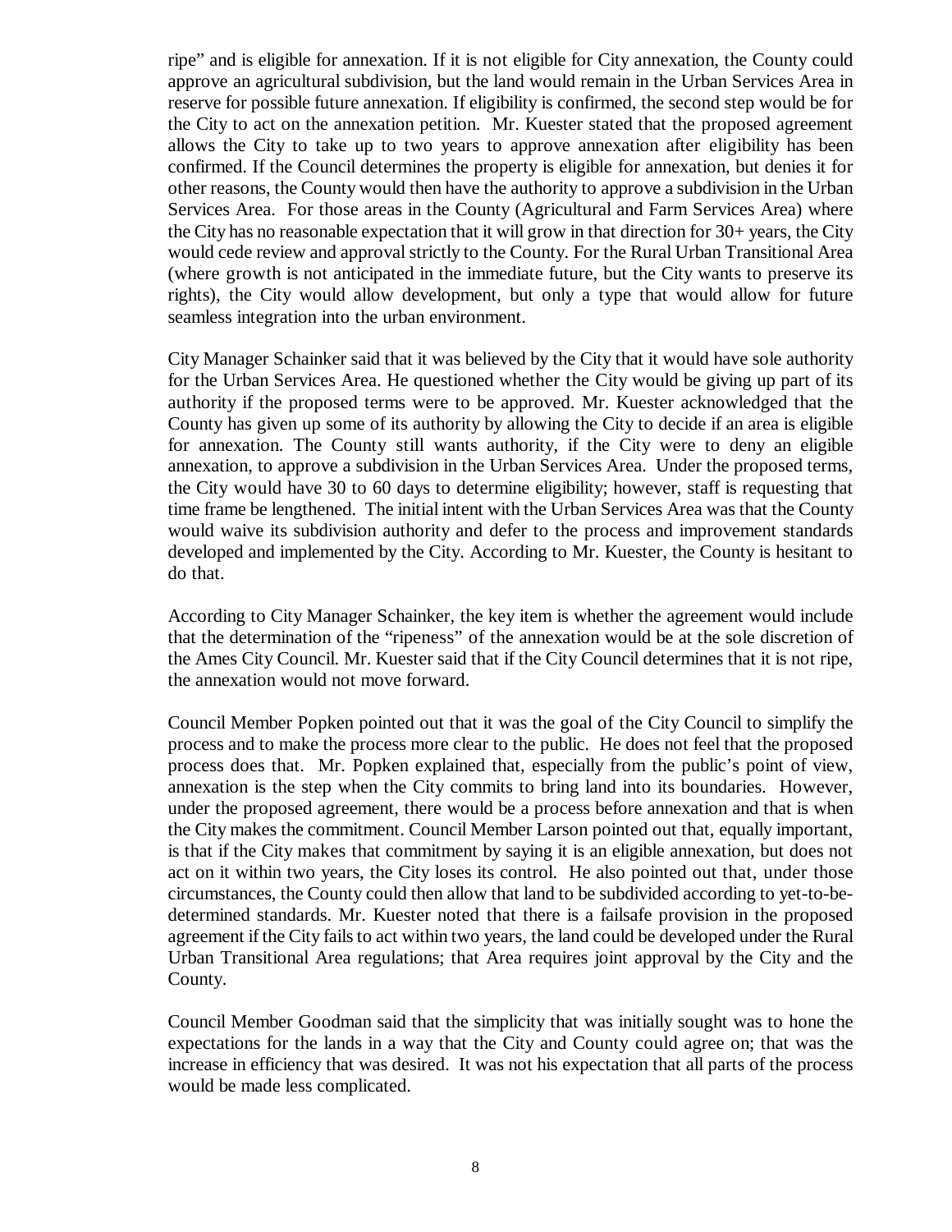ripe" and is eligible for annexation. If it is not eligible for City annexation, the County could approve an agricultural subdivision, but the land would remain in the Urban Services Area in reserve for possible future annexation. If eligibility is confirmed, the second step would be for the City to act on the annexation petition. Mr. Kuester stated that the proposed agreement allows the City to take up to two years to approve annexation after eligibility has been confirmed. If the Council determines the property is eligible for annexation, but denies it for other reasons, the County would then have the authority to approve a subdivision in the Urban Services Area. For those areas in the County (Agricultural and Farm Services Area) where the City has no reasonable expectation that it will grow in that direction for 30+ years, the City would cede review and approval strictly to the County. For the Rural Urban Transitional Area (where growth is not anticipated in the immediate future, but the City wants to preserve its rights), the City would allow development, but only a type that would allow for future seamless integration into the urban environment.

City Manager Schainker said that it was believed by the City that it would have sole authority for the Urban Services Area. He questioned whether the City would be giving up part of its authority if the proposed terms were to be approved. Mr. Kuester acknowledged that the County has given up some of its authority by allowing the City to decide if an area is eligible for annexation. The County still wants authority, if the City were to deny an eligible annexation, to approve a subdivision in the Urban Services Area. Under the proposed terms, the City would have 30 to 60 days to determine eligibility; however, staff is requesting that time frame be lengthened. The initial intent with the Urban Services Area was that the County would waive its subdivision authority and defer to the process and improvement standards developed and implemented by the City. According to Mr. Kuester, the County is hesitant to do that.

According to City Manager Schainker, the key item is whether the agreement would include that the determination of the "ripeness" of the annexation would be at the sole discretion of the Ames City Council. Mr. Kuester said that if the City Council determines that it is not ripe, the annexation would not move forward.

Council Member Popken pointed out that it was the goal of the City Council to simplify the process and to make the process more clear to the public. He does not feel that the proposed process does that. Mr. Popken explained that, especially from the public's point of view, annexation is the step when the City commits to bring land into its boundaries. However, under the proposed agreement, there would be a process before annexation and that is when the City makes the commitment. Council Member Larson pointed out that, equally important, is that if the City makes that commitment by saying it is an eligible annexation, but does not act on it within two years, the City loses its control. He also pointed out that, under those circumstances, the County could then allow that land to be subdivided according to yet-to-be-determined standards. Mr. Kuester noted that there is a failsafe provision in the proposed agreement if the City fails to act within two years, the land could be developed under the Rural Urban Transitional Area regulations; that Area requires joint approval by the City and the County.

Council Member Goodman said that the simplicity that was initially sought was to hone the expectations for the lands in a way that the City and County could agree on; that was the increase in efficiency that was desired. It was not his expectation that all parts of the process would be made less complicated.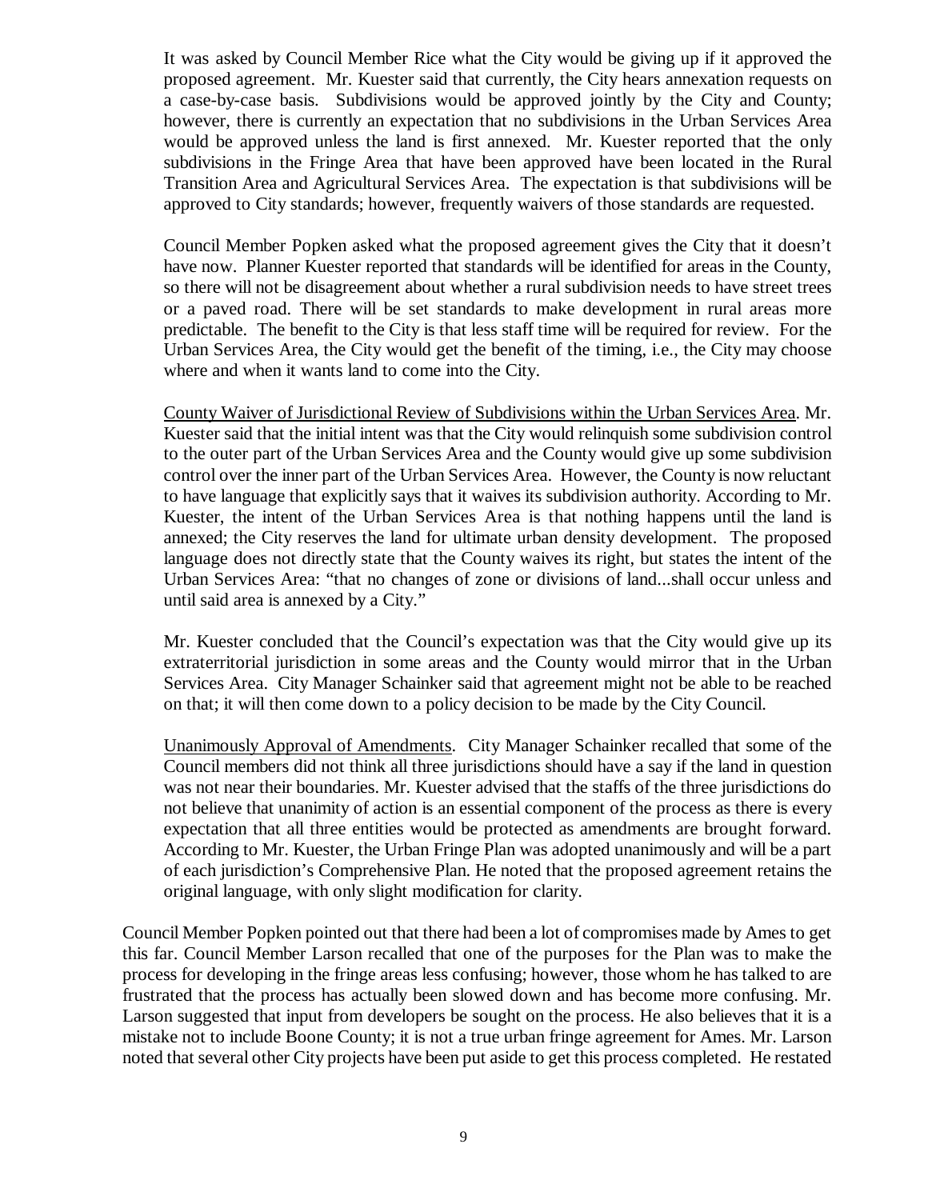It was asked by Council Member Rice what the City would be giving up if it approved the proposed agreement. Mr. Kuester said that currently, the City hears annexation requests on a case-by-case basis. Subdivisions would be approved jointly by the City and County; however, there is currently an expectation that no subdivisions in the Urban Services Area would be approved unless the land is first annexed. Mr. Kuester reported that the only subdivisions in the Fringe Area that have been approved have been located in the Rural Transition Area and Agricultural Services Area. The expectation is that subdivisions will be approved to City standards; however, frequently waivers of those standards are requested.

Council Member Popken asked what the proposed agreement gives the City that it doesn't have now. Planner Kuester reported that standards will be identified for areas in the County, so there will not be disagreement about whether a rural subdivision needs to have street trees or a paved road. There will be set standards to make development in rural areas more predictable. The benefit to the City is that less staff time will be required for review. For the Urban Services Area, the City would get the benefit of the timing, i.e., the City may choose where and when it wants land to come into the City.

County Waiver of Jurisdictional Review of Subdivisions within the Urban Services Area. Mr. Kuester said that the initial intent was that the City would relinquish some subdivision control to the outer part of the Urban Services Area and the County would give up some subdivision control over the inner part of the Urban Services Area. However, the County is now reluctant to have language that explicitly says that it waives its subdivision authority. According to Mr. Kuester, the intent of the Urban Services Area is that nothing happens until the land is annexed; the City reserves the land for ultimate urban density development. The proposed language does not directly state that the County waives its right, but states the intent of the Urban Services Area: "that no changes of zone or divisions of land...shall occur unless and until said area is annexed by a City."

Mr. Kuester concluded that the Council's expectation was that the City would give up its extraterritorial jurisdiction in some areas and the County would mirror that in the Urban Services Area. City Manager Schainker said that agreement might not be able to be reached on that; it will then come down to a policy decision to be made by the City Council.

Unanimously Approval of Amendments. City Manager Schainker recalled that some of the Council members did not think all three jurisdictions should have a say if the land in question was not near their boundaries. Mr. Kuester advised that the staffs of the three jurisdictions do not believe that unanimity of action is an essential component of the process as there is every expectation that all three entities would be protected as amendments are brought forward. According to Mr. Kuester, the Urban Fringe Plan was adopted unanimously and will be a part of each jurisdiction's Comprehensive Plan. He noted that the proposed agreement retains the original language, with only slight modification for clarity.

Council Member Popken pointed out that there had been a lot of compromises made by Ames to get this far. Council Member Larson recalled that one of the purposes for the Plan was to make the process for developing in the fringe areas less confusing; however, those whom he has talked to are frustrated that the process has actually been slowed down and has become more confusing. Mr. Larson suggested that input from developers be sought on the process. He also believes that it is a mistake not to include Boone County; it is not a true urban fringe agreement for Ames. Mr. Larson noted that several other City projects have been put aside to get this process completed. He restated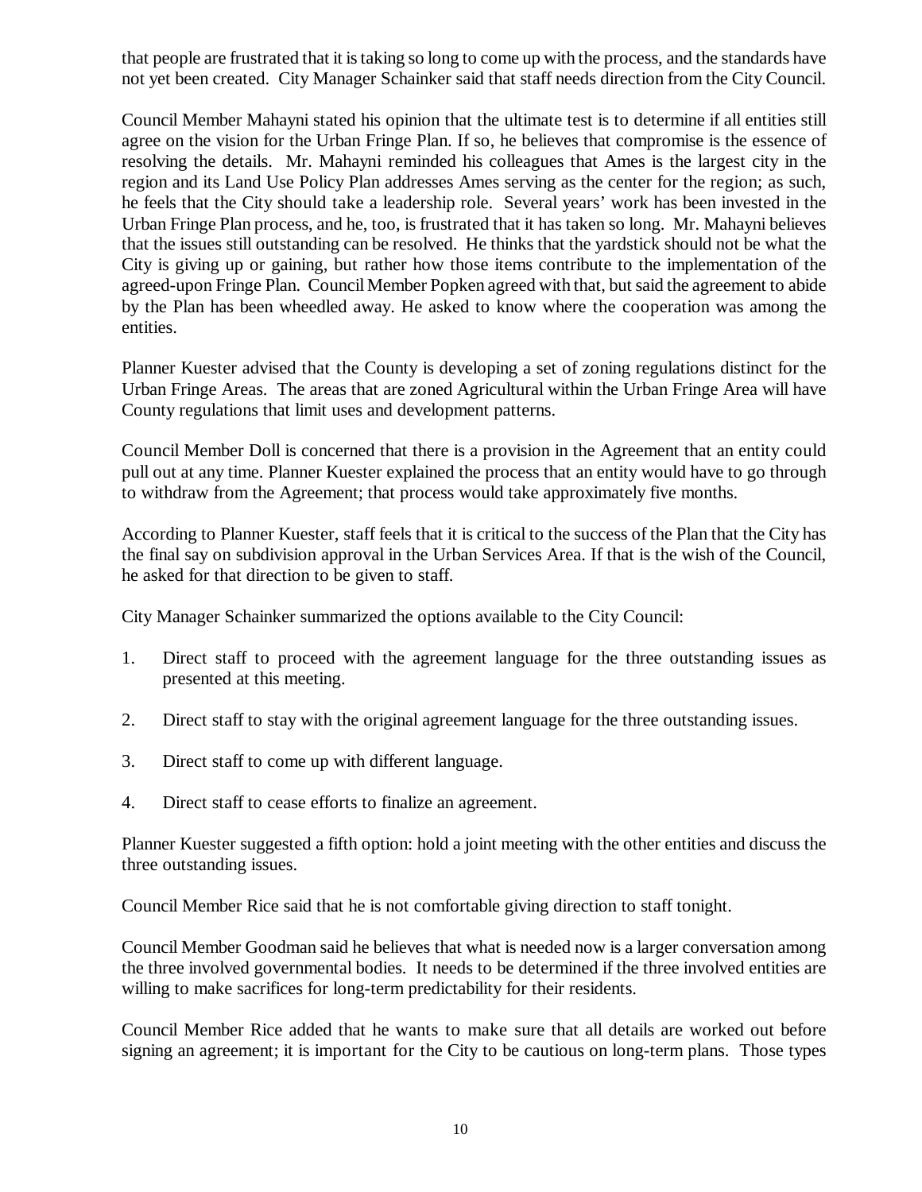that people are frustrated that it is taking so long to come up with the process, and the standards have not yet been created. City Manager Schainker said that staff needs direction from the City Council.

Council Member Mahayni stated his opinion that the ultimate test is to determine if all entities still agree on the vision for the Urban Fringe Plan. If so, he believes that compromise is the essence of resolving the details. Mr. Mahayni reminded his colleagues that Ames is the largest city in the region and its Land Use Policy Plan addresses Ames serving as the center for the region; as such, he feels that the City should take a leadership role. Several years' work has been invested in the Urban Fringe Plan process, and he, too, is frustrated that it has taken so long. Mr. Mahayni believes that the issues still outstanding can be resolved. He thinks that the yardstick should not be what the City is giving up or gaining, but rather how those items contribute to the implementation of the agreed-upon Fringe Plan. Council Member Popken agreed with that, but said the agreement to abide by the Plan has been wheedled away. He asked to know where the cooperation was among the entities.

Planner Kuester advised that the County is developing a set of zoning regulations distinct for the Urban Fringe Areas. The areas that are zoned Agricultural within the Urban Fringe Area will have County regulations that limit uses and development patterns.

Council Member Doll is concerned that there is a provision in the Agreement that an entity could pull out at any time. Planner Kuester explained the process that an entity would have to go through to withdraw from the Agreement; that process would take approximately five months.

According to Planner Kuester, staff feels that it is critical to the success of the Plan that the City has the final say on subdivision approval in the Urban Services Area. If that is the wish of the Council, he asked for that direction to be given to staff.

City Manager Schainker summarized the options available to the City Council:

1. Direct staff to proceed with the agreement language for the three outstanding issues as presented at this meeting.

2. Direct staff to stay with the original agreement language for the three outstanding issues.

3. Direct staff to come up with different language.

4. Direct staff to cease efforts to finalize an agreement.

Planner Kuester suggested a fifth option: hold a joint meeting with the other entities and discuss the three outstanding issues.

Council Member Rice said that he is not comfortable giving direction to staff tonight.

Council Member Goodman said he believes that what is needed now is a larger conversation among the three involved governmental bodies. It needs to be determined if the three involved entities are willing to make sacrifices for long-term predictability for their residents.

Council Member Rice added that he wants to make sure that all details are worked out before signing an agreement; it is important for the City to be cautious on long-term plans. Those types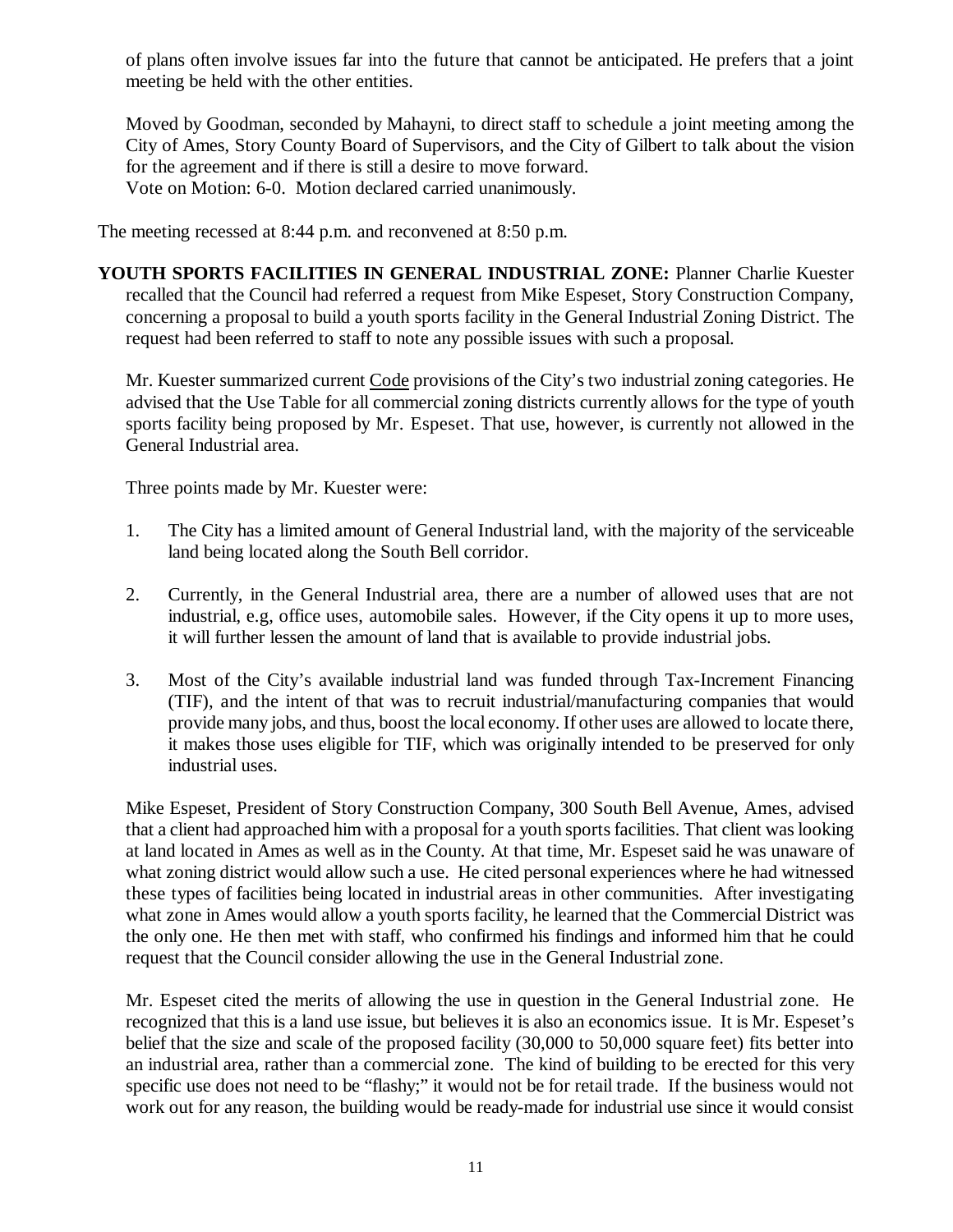of plans often involve issues far into the future that cannot be anticipated. He prefers that a joint meeting be held with the other entities.

Moved by Goodman, seconded by Mahayni, to direct staff to schedule a joint meeting among the City of Ames, Story County Board of Supervisors, and the City of Gilbert to talk about the vision for the agreement and if there is still a desire to move forward.
Vote on Motion: 6-0. Motion declared carried unanimously.

The meeting recessed at 8:44 p.m. and reconvened at 8:50 p.m.

**YOUTH SPORTS FACILITIES IN GENERAL INDUSTRIAL ZONE:** Planner Charlie Kuester recalled that the Council had referred a request from Mike Espeset, Story Construction Company, concerning a proposal to build a youth sports facility in the General Industrial Zoning District. The request had been referred to staff to note any possible issues with such a proposal.

Mr. Kuester summarized current Code provisions of the City's two industrial zoning categories. He advised that the Use Table for all commercial zoning districts currently allows for the type of youth sports facility being proposed by Mr. Espeset. That use, however, is currently not allowed in the General Industrial area.

Three points made by Mr. Kuester were:

1. The City has a limited amount of General Industrial land, with the majority of the serviceable land being located along the South Bell corridor.

2. Currently, in the General Industrial area, there are a number of allowed uses that are not industrial, e.g, office uses, automobile sales. However, if the City opens it up to more uses, it will further lessen the amount of land that is available to provide industrial jobs.

3. Most of the City's available industrial land was funded through Tax-Increment Financing (TIF), and the intent of that was to recruit industrial/manufacturing companies that would provide many jobs, and thus, boost the local economy. If other uses are allowed to locate there, it makes those uses eligible for TIF, which was originally intended to be preserved for only industrial uses.

Mike Espeset, President of Story Construction Company, 300 South Bell Avenue, Ames, advised that a client had approached him with a proposal for a youth sports facilities. That client was looking at land located in Ames as well as in the County. At that time, Mr. Espeset said he was unaware of what zoning district would allow such a use. He cited personal experiences where he had witnessed these types of facilities being located in industrial areas in other communities. After investigating what zone in Ames would allow a youth sports facility, he learned that the Commercial District was the only one. He then met with staff, who confirmed his findings and informed him that he could request that the Council consider allowing the use in the General Industrial zone.

Mr. Espeset cited the merits of allowing the use in question in the General Industrial zone. He recognized that this is a land use issue, but believes it is also an economics issue. It is Mr. Espeset's belief that the size and scale of the proposed facility (30,000 to 50,000 square feet) fits better into an industrial area, rather than a commercial zone. The kind of building to be erected for this very specific use does not need to be "flashy;" it would not be for retail trade. If the business would not work out for any reason, the building would be ready-made for industrial use since it would consist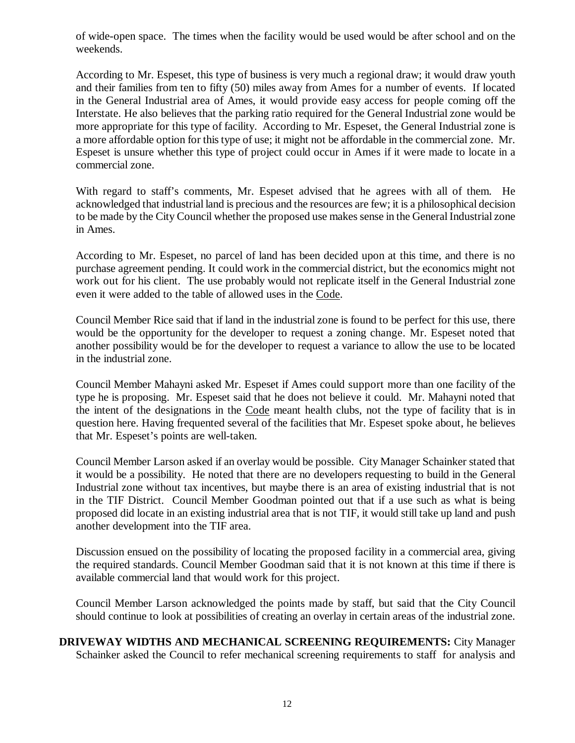of wide-open space. The times when the facility would be used would be after school and on the weekends.

According to Mr. Espeset, this type of business is very much a regional draw; it would draw youth and their families from ten to fifty (50) miles away from Ames for a number of events. If located in the General Industrial area of Ames, it would provide easy access for people coming off the Interstate. He also believes that the parking ratio required for the General Industrial zone would be more appropriate for this type of facility. According to Mr. Espeset, the General Industrial zone is a more affordable option for this type of use; it might not be affordable in the commercial zone. Mr. Espeset is unsure whether this type of project could occur in Ames if it were made to locate in a commercial zone.

With regard to staff's comments, Mr. Espeset advised that he agrees with all of them. He acknowledged that industrial land is precious and the resources are few; it is a philosophical decision to be made by the City Council whether the proposed use makes sense in the General Industrial zone in Ames.

According to Mr. Espeset, no parcel of land has been decided upon at this time, and there is no purchase agreement pending. It could work in the commercial district, but the economics might not work out for his client. The use probably would not replicate itself in the General Industrial zone even it were added to the table of allowed uses in the Code.

Council Member Rice said that if land in the industrial zone is found to be perfect for this use, there would be the opportunity for the developer to request a zoning change. Mr. Espeset noted that another possibility would be for the developer to request a variance to allow the use to be located in the industrial zone.

Council Member Mahayni asked Mr. Espeset if Ames could support more than one facility of the type he is proposing. Mr. Espeset said that he does not believe it could. Mr. Mahayni noted that the intent of the designations in the Code meant health clubs, not the type of facility that is in question here. Having frequented several of the facilities that Mr. Espeset spoke about, he believes that Mr. Espeset's points are well-taken.

Council Member Larson asked if an overlay would be possible. City Manager Schainker stated that it would be a possibility. He noted that there are no developers requesting to build in the General Industrial zone without tax incentives, but maybe there is an area of existing industrial that is not in the TIF District. Council Member Goodman pointed out that if a use such as what is being proposed did locate in an existing industrial area that is not TIF, it would still take up land and push another development into the TIF area.

Discussion ensued on the possibility of locating the proposed facility in a commercial area, giving the required standards. Council Member Goodman said that it is not known at this time if there is available commercial land that would work for this project.

Council Member Larson acknowledged the points made by staff, but said that the City Council should continue to look at possibilities of creating an overlay in certain areas of the industrial zone.

**DRIVEWAY WIDTHS AND MECHANICAL SCREENING REQUIREMENTS:** City Manager Schainker asked the Council to refer mechanical screening requirements to staff for analysis and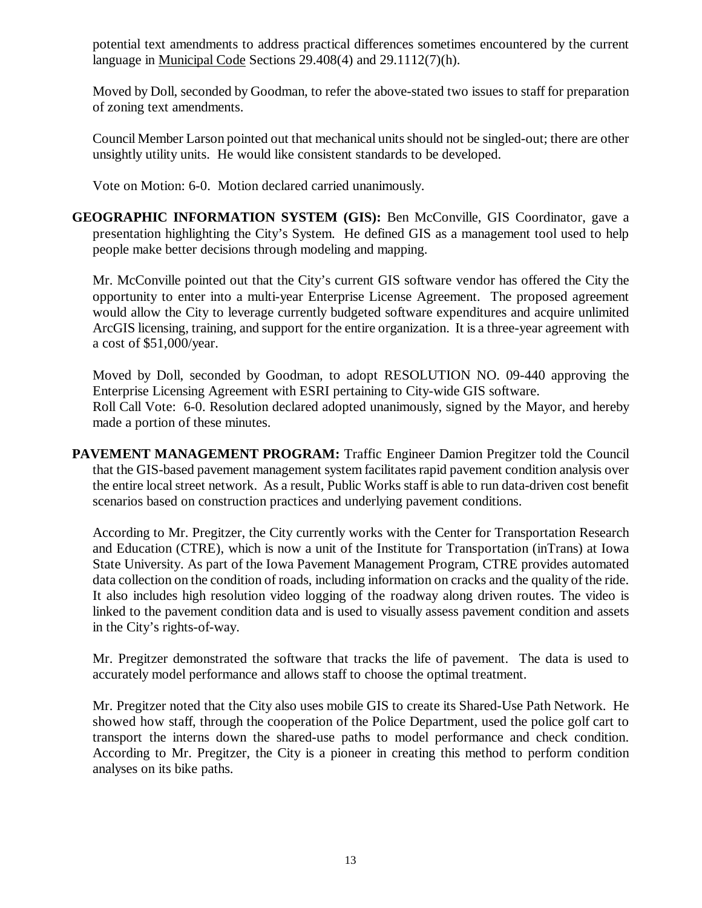potential text amendments to address practical differences sometimes encountered by the current language in Municipal Code Sections 29.408(4) and 29.1112(7)(h).

Moved by Doll, seconded by Goodman, to refer the above-stated two issues to staff for preparation of zoning text amendments.

Council Member Larson pointed out that mechanical units should not be singled-out; there are other unsightly utility units. He would like consistent standards to be developed.

Vote on Motion: 6-0. Motion declared carried unanimously.

**GEOGRAPHIC INFORMATION SYSTEM (GIS):** Ben McConville, GIS Coordinator, gave a presentation highlighting the City's System. He defined GIS as a management tool used to help people make better decisions through modeling and mapping.

Mr. McConville pointed out that the City's current GIS software vendor has offered the City the opportunity to enter into a multi-year Enterprise License Agreement. The proposed agreement would allow the City to leverage currently budgeted software expenditures and acquire unlimited ArcGIS licensing, training, and support for the entire organization. It is a three-year agreement with a cost of $51,000/year.

Moved by Doll, seconded by Goodman, to adopt RESOLUTION NO. 09-440 approving the Enterprise Licensing Agreement with ESRI pertaining to City-wide GIS software.
Roll Call Vote: 6-0. Resolution declared adopted unanimously, signed by the Mayor, and hereby made a portion of these minutes.

**PAVEMENT MANAGEMENT PROGRAM:** Traffic Engineer Damion Pregitzer told the Council that the GIS-based pavement management system facilitates rapid pavement condition analysis over the entire local street network. As a result, Public Works staff is able to run data-driven cost benefit scenarios based on construction practices and underlying pavement conditions.

According to Mr. Pregitzer, the City currently works with the Center for Transportation Research and Education (CTRE), which is now a unit of the Institute for Transportation (inTrans) at Iowa State University. As part of the Iowa Pavement Management Program, CTRE provides automated data collection on the condition of roads, including information on cracks and the quality of the ride. It also includes high resolution video logging of the roadway along driven routes. The video is linked to the pavement condition data and is used to visually assess pavement condition and assets in the City's rights-of-way.

Mr. Pregitzer demonstrated the software that tracks the life of pavement. The data is used to accurately model performance and allows staff to choose the optimal treatment.

Mr. Pregitzer noted that the City also uses mobile GIS to create its Shared-Use Path Network. He showed how staff, through the cooperation of the Police Department, used the police golf cart to transport the interns down the shared-use paths to model performance and check condition. According to Mr. Pregitzer, the City is a pioneer in creating this method to perform condition analyses on its bike paths.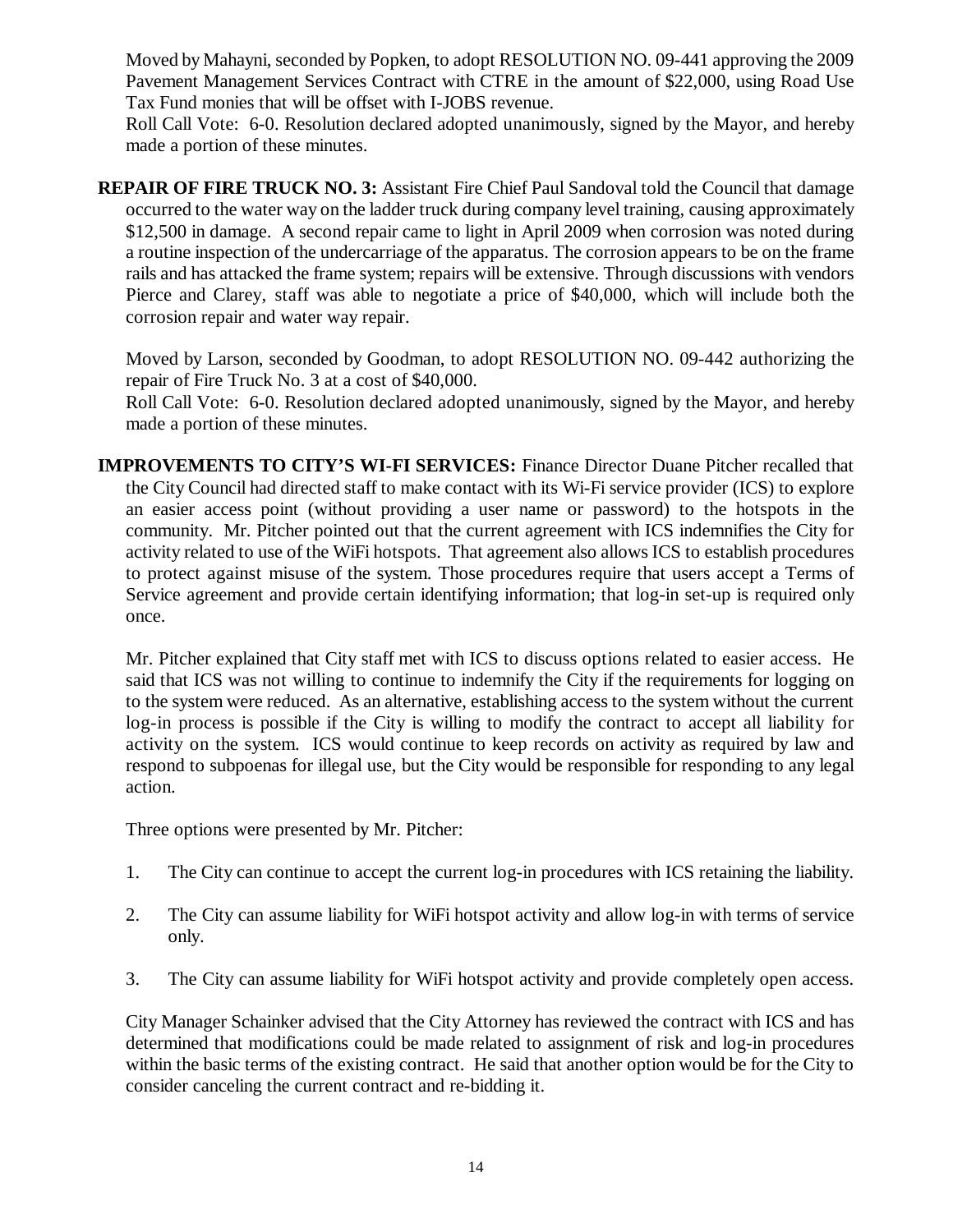Moved by Mahayni, seconded by Popken, to adopt RESOLUTION NO. 09-441 approving the 2009 Pavement Management Services Contract with CTRE in the amount of $22,000, using Road Use Tax Fund monies that will be offset with I-JOBS revenue.

Roll Call Vote: 6-0. Resolution declared adopted unanimously, signed by the Mayor, and hereby made a portion of these minutes.

**REPAIR OF FIRE TRUCK NO. 3:** Assistant Fire Chief Paul Sandoval told the Council that damage occurred to the water way on the ladder truck during company level training, causing approximately $12,500 in damage. A second repair came to light in April 2009 when corrosion was noted during a routine inspection of the undercarriage of the apparatus. The corrosion appears to be on the frame rails and has attacked the frame system; repairs will be extensive. Through discussions with vendors Pierce and Clarey, staff was able to negotiate a price of $40,000, which will include both the corrosion repair and water way repair.

Moved by Larson, seconded by Goodman, to adopt RESOLUTION NO. 09-442 authorizing the repair of Fire Truck No. 3 at a cost of $40,000.

Roll Call Vote: 6-0. Resolution declared adopted unanimously, signed by the Mayor, and hereby made a portion of these minutes.

**IMPROVEMENTS TO CITY'S WI-FI SERVICES:** Finance Director Duane Pitcher recalled that the City Council had directed staff to make contact with its Wi-Fi service provider (ICS) to explore an easier access point (without providing a user name or password) to the hotspots in the community. Mr. Pitcher pointed out that the current agreement with ICS indemnifies the City for activity related to use of the WiFi hotspots. That agreement also allows ICS to establish procedures to protect against misuse of the system. Those procedures require that users accept a Terms of Service agreement and provide certain identifying information; that log-in set-up is required only once.

Mr. Pitcher explained that City staff met with ICS to discuss options related to easier access. He said that ICS was not willing to continue to indemnify the City if the requirements for logging on to the system were reduced. As an alternative, establishing access to the system without the current log-in process is possible if the City is willing to modify the contract to accept all liability for activity on the system. ICS would continue to keep records on activity as required by law and respond to subpoenas for illegal use, but the City would be responsible for responding to any legal action.

Three options were presented by Mr. Pitcher:

1. The City can continue to accept the current log-in procedures with ICS retaining the liability.
2. The City can assume liability for WiFi hotspot activity and allow log-in with terms of service only.
3. The City can assume liability for WiFi hotspot activity and provide completely open access.

City Manager Schainker advised that the City Attorney has reviewed the contract with ICS and has determined that modifications could be made related to assignment of risk and log-in procedures within the basic terms of the existing contract. He said that another option would be for the City to consider canceling the current contract and re-bidding it.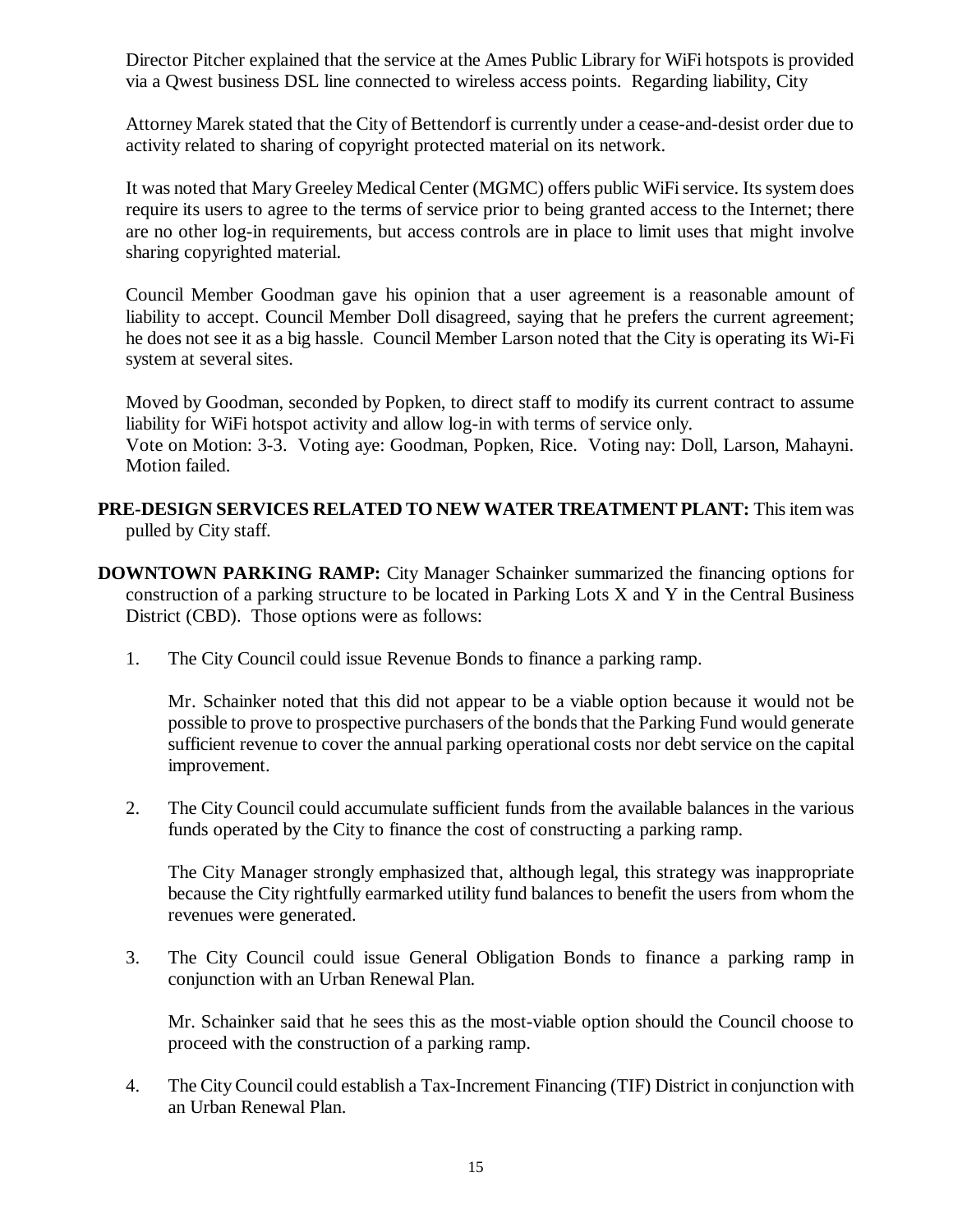Director Pitcher explained that the service at the Ames Public Library for WiFi hotspots is provided via a Qwest business DSL line connected to wireless access points. Regarding liability, City

Attorney Marek stated that the City of Bettendorf is currently under a cease-and-desist order due to activity related to sharing of copyright protected material on its network.

It was noted that Mary Greeley Medical Center (MGMC) offers public WiFi service. Its system does require its users to agree to the terms of service prior to being granted access to the Internet; there are no other log-in requirements, but access controls are in place to limit uses that might involve sharing copyrighted material.

Council Member Goodman gave his opinion that a user agreement is a reasonable amount of liability to accept. Council Member Doll disagreed, saying that he prefers the current agreement; he does not see it as a big hassle. Council Member Larson noted that the City is operating its Wi-Fi system at several sites.

Moved by Goodman, seconded by Popken, to direct staff to modify its current contract to assume liability for WiFi hotspot activity and allow log-in with terms of service only.
Vote on Motion: 3-3. Voting aye: Goodman, Popken, Rice. Voting nay: Doll, Larson, Mahayni. Motion failed.

**PRE-DESIGN SERVICES RELATED TO NEW WATER TREATMENT PLANT:** This item was pulled by City staff.

**DOWNTOWN PARKING RAMP:** City Manager Schainker summarized the financing options for construction of a parking structure to be located in Parking Lots X and Y in the Central Business District (CBD). Those options were as follows:

1. The City Council could issue Revenue Bonds to finance a parking ramp.

   Mr. Schainker noted that this did not appear to be a viable option because it would not be possible to prove to prospective purchasers of the bonds that the Parking Fund would generate sufficient revenue to cover the annual parking operational costs nor debt service on the capital improvement.

2. The City Council could accumulate sufficient funds from the available balances in the various funds operated by the City to finance the cost of constructing a parking ramp.

   The City Manager strongly emphasized that, although legal, this strategy was inappropriate because the City rightfully earmarked utility fund balances to benefit the users from whom the revenues were generated.

3. The City Council could issue General Obligation Bonds to finance a parking ramp in conjunction with an Urban Renewal Plan.

   Mr. Schainker said that he sees this as the most-viable option should the Council choose to proceed with the construction of a parking ramp.

4. The City Council could establish a Tax-Increment Financing (TIF) District in conjunction with an Urban Renewal Plan.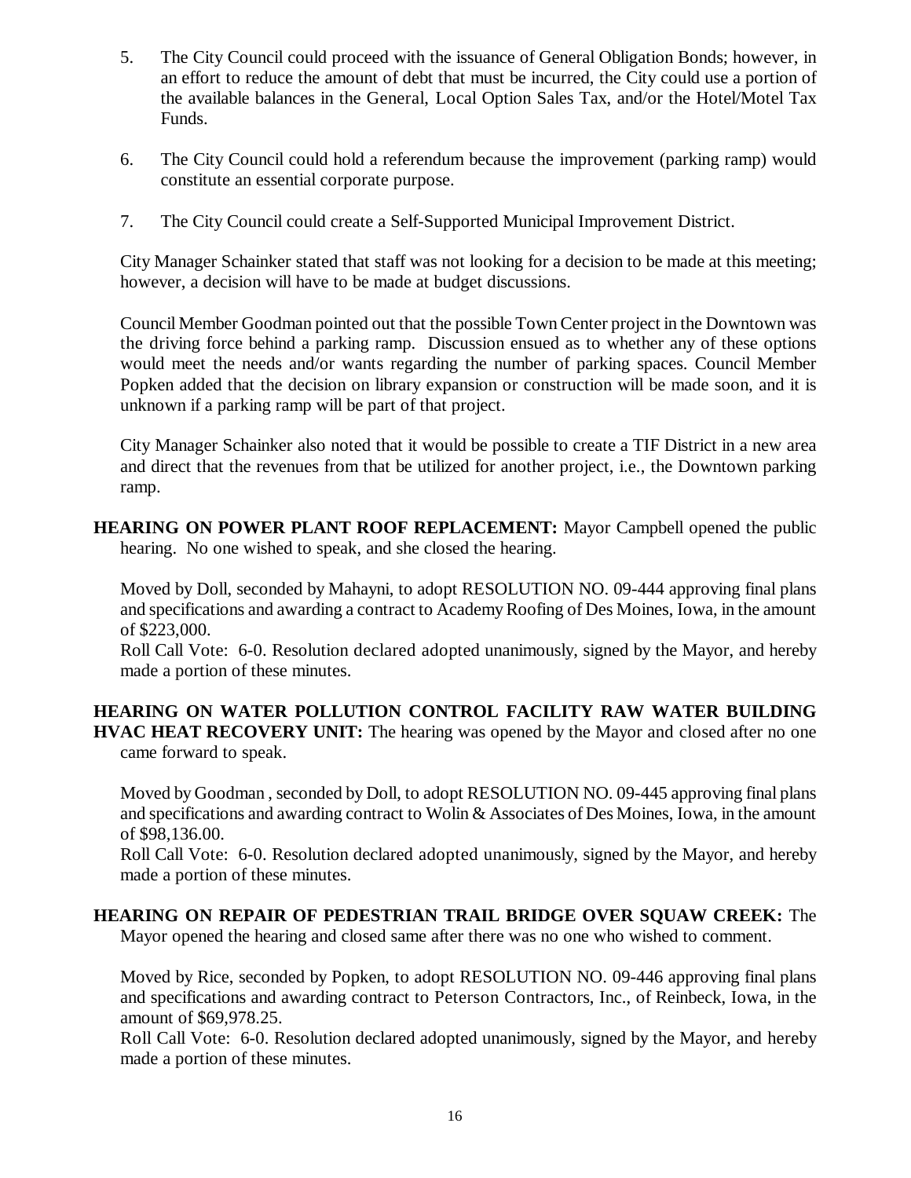5. The City Council could proceed with the issuance of General Obligation Bonds; however, in an effort to reduce the amount of debt that must be incurred, the City could use a portion of the available balances in the General, Local Option Sales Tax, and/or the Hotel/Motel Tax Funds.

6. The City Council could hold a referendum because the improvement (parking ramp) would constitute an essential corporate purpose.

7. The City Council could create a Self-Supported Municipal Improvement District.

City Manager Schainker stated that staff was not looking for a decision to be made at this meeting; however, a decision will have to be made at budget discussions.

Council Member Goodman pointed out that the possible Town Center project in the Downtown was the driving force behind a parking ramp. Discussion ensued as to whether any of these options would meet the needs and/or wants regarding the number of parking spaces. Council Member Popken added that the decision on library expansion or construction will be made soon, and it is unknown if a parking ramp will be part of that project.

City Manager Schainker also noted that it would be possible to create a TIF District in a new area and direct that the revenues from that be utilized for another project, i.e., the Downtown parking ramp.

**HEARING ON POWER PLANT ROOF REPLACEMENT:** Mayor Campbell opened the public hearing. No one wished to speak, and she closed the hearing.

Moved by Doll, seconded by Mahayni, to adopt RESOLUTION NO. 09-444 approving final plans and specifications and awarding a contract to Academy Roofing of Des Moines, Iowa, in the amount of $223,000.

Roll Call Vote: 6-0. Resolution declared adopted unanimously, signed by the Mayor, and hereby made a portion of these minutes.

**HEARING ON WATER POLLUTION CONTROL FACILITY RAW WATER BUILDING HVAC HEAT RECOVERY UNIT:** The hearing was opened by the Mayor and closed after no one came forward to speak.

Moved by Goodman , seconded by Doll, to adopt RESOLUTION NO. 09-445 approving final plans and specifications and awarding contract to Wolin & Associates of Des Moines, Iowa, in the amount of $98,136.00.

Roll Call Vote: 6-0. Resolution declared adopted unanimously, signed by the Mayor, and hereby made a portion of these minutes.

**HEARING ON REPAIR OF PEDESTRIAN TRAIL BRIDGE OVER SQUAW CREEK:** The Mayor opened the hearing and closed same after there was no one who wished to comment.

Moved by Rice, seconded by Popken, to adopt RESOLUTION NO. 09-446 approving final plans and specifications and awarding contract to Peterson Contractors, Inc., of Reinbeck, Iowa, in the amount of $69,978.25.

Roll Call Vote: 6-0. Resolution declared adopted unanimously, signed by the Mayor, and hereby made a portion of these minutes.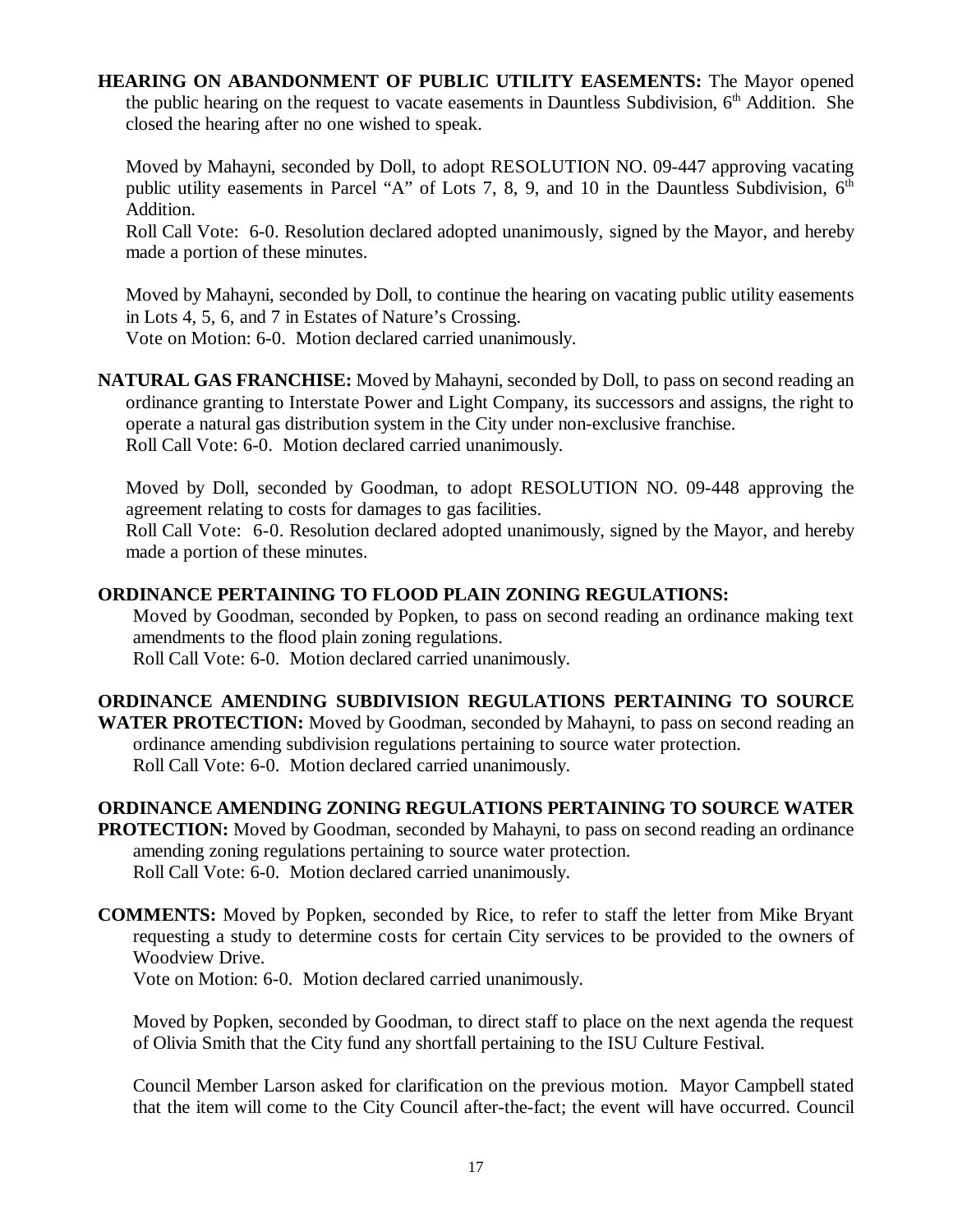**HEARING ON ABANDONMENT OF PUBLIC UTILITY EASEMENTS:** The Mayor opened the public hearing on the request to vacate easements in Dauntless Subdivision, 6th Addition. She closed the hearing after no one wished to speak.

Moved by Mahayni, seconded by Doll, to adopt RESOLUTION NO. 09-447 approving vacating public utility easements in Parcel "A" of Lots 7, 8, 9, and 10 in the Dauntless Subdivision, 6th Addition.
Roll Call Vote: 6-0. Resolution declared adopted unanimously, signed by the Mayor, and hereby made a portion of these minutes.

Moved by Mahayni, seconded by Doll, to continue the hearing on vacating public utility easements in Lots 4, 5, 6, and 7 in Estates of Nature's Crossing.
Vote on Motion: 6-0. Motion declared carried unanimously.

**NATURAL GAS FRANCHISE:** Moved by Mahayni, seconded by Doll, to pass on second reading an ordinance granting to Interstate Power and Light Company, its successors and assigns, the right to operate a natural gas distribution system in the City under non-exclusive franchise.
Roll Call Vote: 6-0. Motion declared carried unanimously.

Moved by Doll, seconded by Goodman, to adopt RESOLUTION NO. 09-448 approving the agreement relating to costs for damages to gas facilities.
Roll Call Vote: 6-0. Resolution declared adopted unanimously, signed by the Mayor, and hereby made a portion of these minutes.

**ORDINANCE PERTAINING TO FLOOD PLAIN ZONING REGULATIONS:**
Moved by Goodman, seconded by Popken, to pass on second reading an ordinance making text amendments to the flood plain zoning regulations.
Roll Call Vote: 6-0. Motion declared carried unanimously.

**ORDINANCE AMENDING SUBDIVISION REGULATIONS PERTAINING TO SOURCE WATER PROTECTION:** Moved by Goodman, seconded by Mahayni, to pass on second reading an ordinance amending subdivision regulations pertaining to source water protection.
Roll Call Vote: 6-0. Motion declared carried unanimously.

**ORDINANCE AMENDING ZONING REGULATIONS PERTAINING TO SOURCE WATER PROTECTION:** Moved by Goodman, seconded by Mahayni, to pass on second reading an ordinance amending zoning regulations pertaining to source water protection.
Roll Call Vote: 6-0. Motion declared carried unanimously.

**COMMENTS:** Moved by Popken, seconded by Rice, to refer to staff the letter from Mike Bryant requesting a study to determine costs for certain City services to be provided to the owners of Woodview Drive.
Vote on Motion: 6-0. Motion declared carried unanimously.

Moved by Popken, seconded by Goodman, to direct staff to place on the next agenda the request of Olivia Smith that the City fund any shortfall pertaining to the ISU Culture Festival.

Council Member Larson asked for clarification on the previous motion. Mayor Campbell stated that the item will come to the City Council after-the-fact; the event will have occurred. Council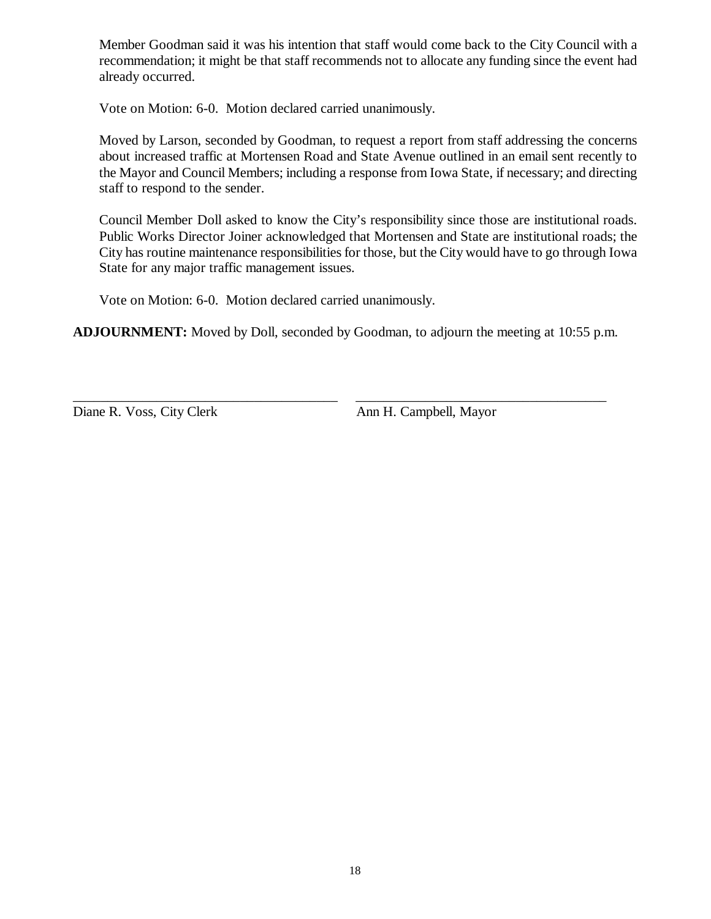Member Goodman said it was his intention that staff would come back to the City Council with a recommendation; it might be that staff recommends not to allocate any funding since the event had already occurred.

Vote on Motion: 6-0. Motion declared carried unanimously.

Moved by Larson, seconded by Goodman, to request a report from staff addressing the concerns about increased traffic at Mortensen Road and State Avenue outlined in an email sent recently to the Mayor and Council Members; including a response from Iowa State, if necessary; and directing staff to respond to the sender.

Council Member Doll asked to know the City's responsibility since those are institutional roads. Public Works Director Joiner acknowledged that Mortensen and State are institutional roads; the City has routine maintenance responsibilities for those, but the City would have to go through Iowa State for any major traffic management issues.

Vote on Motion: 6-0. Motion declared carried unanimously.

**ADJOURNMENT:** Moved by Doll, seconded by Goodman, to adjourn the meeting at 10:55 p.m.

\_\_\_\_\_\_\_\_\_\_\_\_\_\_\_\_\_\_\_\_\_\_\_\_\_\_\_\_\_\_\_\_\_\_\_\_\_\_ \_\_\_\_\_\_\_\_\_\_\_\_\_\_\_\_\_\_\_\_\_\_\_\_\_\_\_\_\_\_\_\_\_\_\_\_\_\_

Diane R. Voss, City Clerk    Ann H. Campbell, Mayor